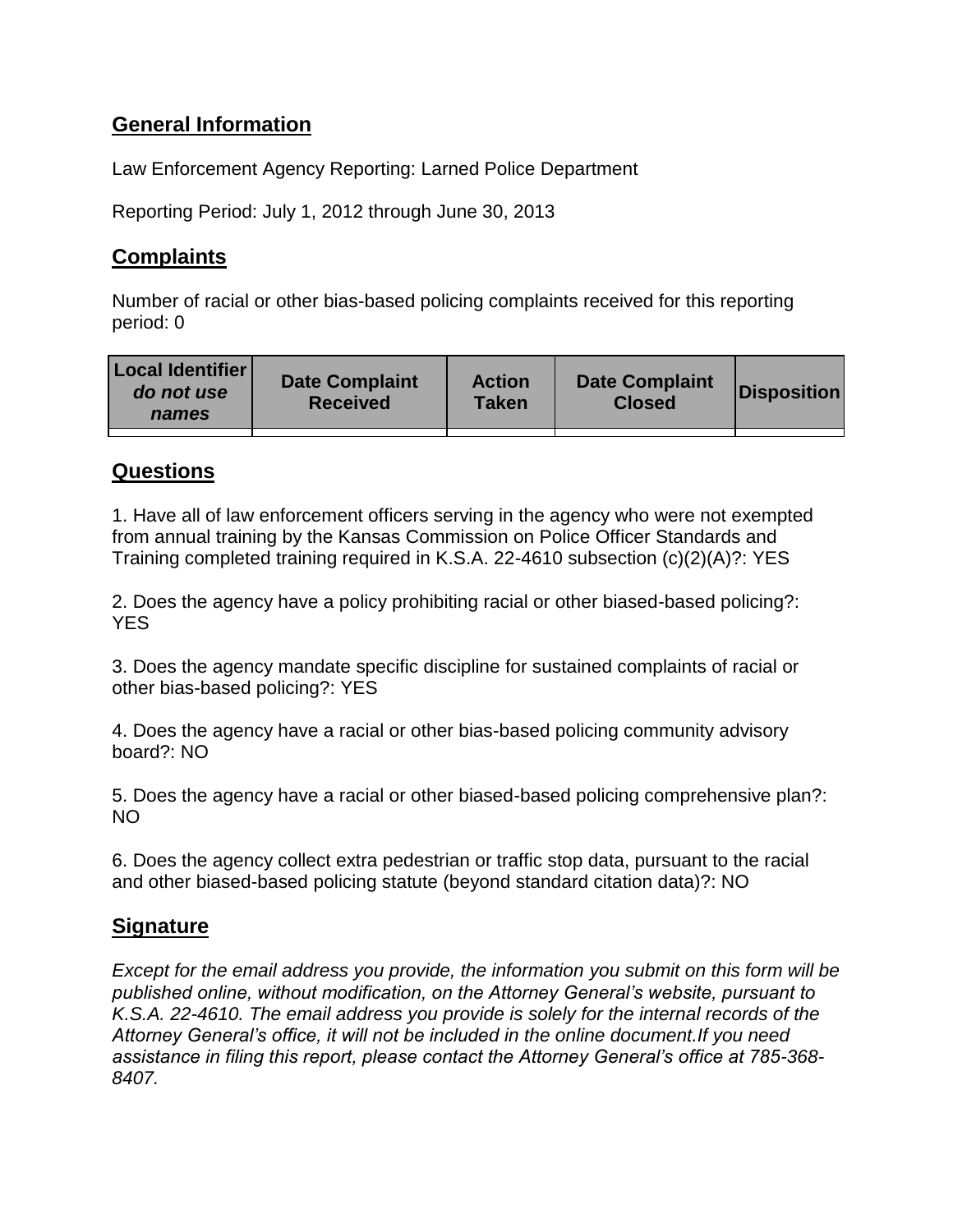## General Information

Law Enforcement Agency Reporting: Larned Police Department

Reporting Period: July 1, 2012 through June 30, 2013

## Complaints

Number of racial or other bias-based policing complaints received for this reporting period: 0

| Local Identifier *do not use names* | Date Complaint Received | Action Taken | Date Complaint Closed | Disposition |
|---|---|---|---|---|
| | | | | |

## Questions

1. Have all of law enforcement officers serving in the agency who were not exempted from annual training by the Kansas Commission on Police Officer Standards and Training completed training required in K.S.A. 22-4610 subsection (c)(2)(A)?: YES

2. Does the agency have a policy prohibiting racial or other biased-based policing?: YES

3. Does the agency mandate specific discipline for sustained complaints of racial or other bias-based policing?: YES

4. Does the agency have a racial or other bias-based policing community advisory board?: NO

5. Does the agency have a racial or other biased-based policing comprehensive plan?: NO

6. Does the agency collect extra pedestrian or traffic stop data, pursuant to the racial and other biased-based policing statute (beyond standard citation data)?: NO

## Signature

*Except for the email address you provide, the information you submit on this form will be published online, without modification, on the Attorney General's website, pursuant to K.S.A. 22-4610. The email address you provide is solely for the internal records of the Attorney General's office, it will not be included in the online document.If you need assistance in filing this report, please contact the Attorney General's office at 785-368-8407.*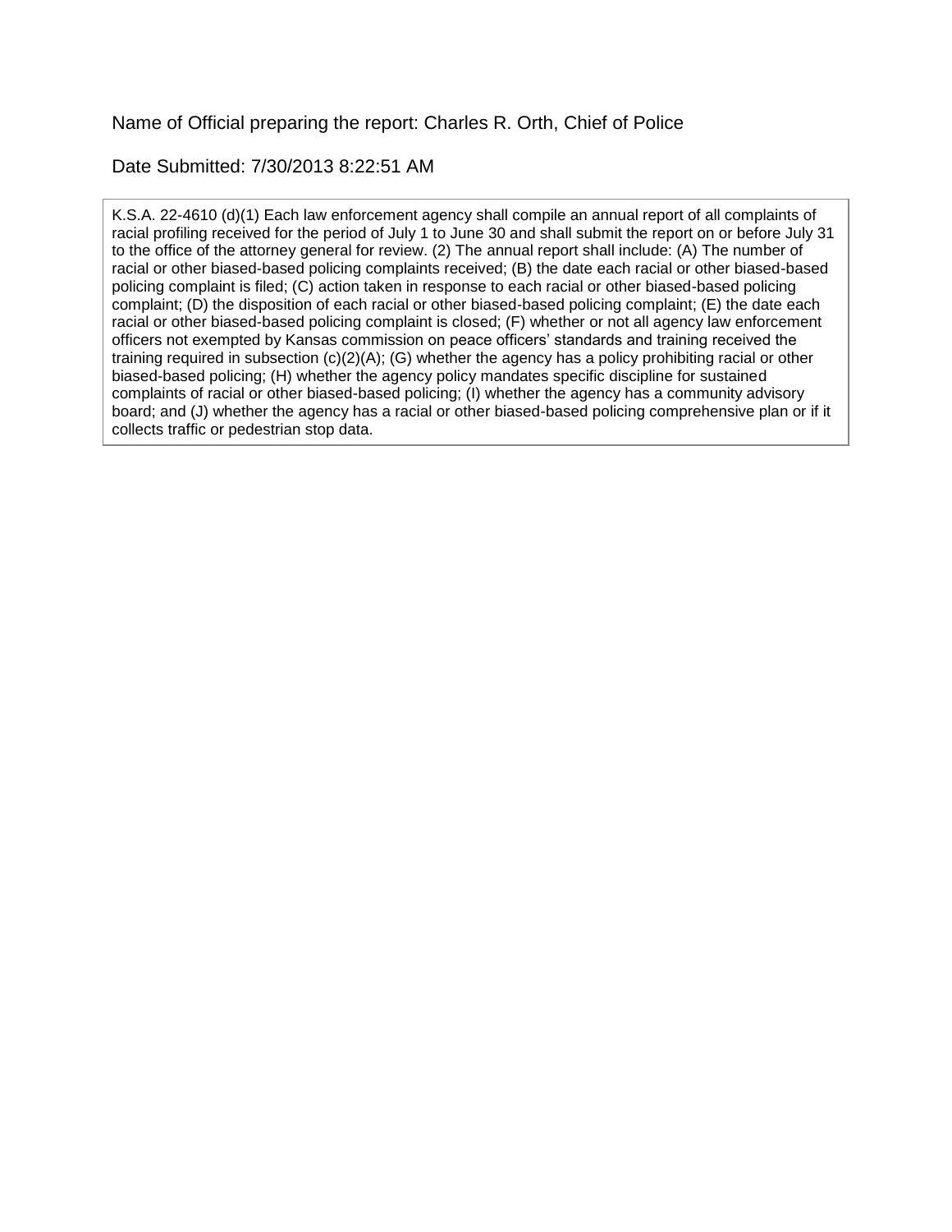Name of Official preparing the report: Charles R. Orth, Chief of Police

Date Submitted: 7/30/2013 8:22:51 AM

K.S.A. 22-4610 (d)(1) Each law enforcement agency shall compile an annual report of all complaints of racial profiling received for the period of July 1 to June 30 and shall submit the report on or before July 31 to the office of the attorney general for review. (2) The annual report shall include: (A) The number of racial or other biased-based policing complaints received; (B) the date each racial or other biased-based policing complaint is filed; (C) action taken in response to each racial or other biased-based policing complaint; (D) the disposition of each racial or other biased-based policing complaint; (E) the date each racial or other biased-based policing complaint is closed; (F) whether or not all agency law enforcement officers not exempted by Kansas commission on peace officers' standards and training received the training required in subsection (c)(2)(A); (G) whether the agency has a policy prohibiting racial or other biased-based policing; (H) whether the agency policy mandates specific discipline for sustained complaints of racial or other biased-based policing; (I) whether the agency has a community advisory board; and (J) whether the agency has a racial or other biased-based policing comprehensive plan or if it collects traffic or pedestrian stop data.